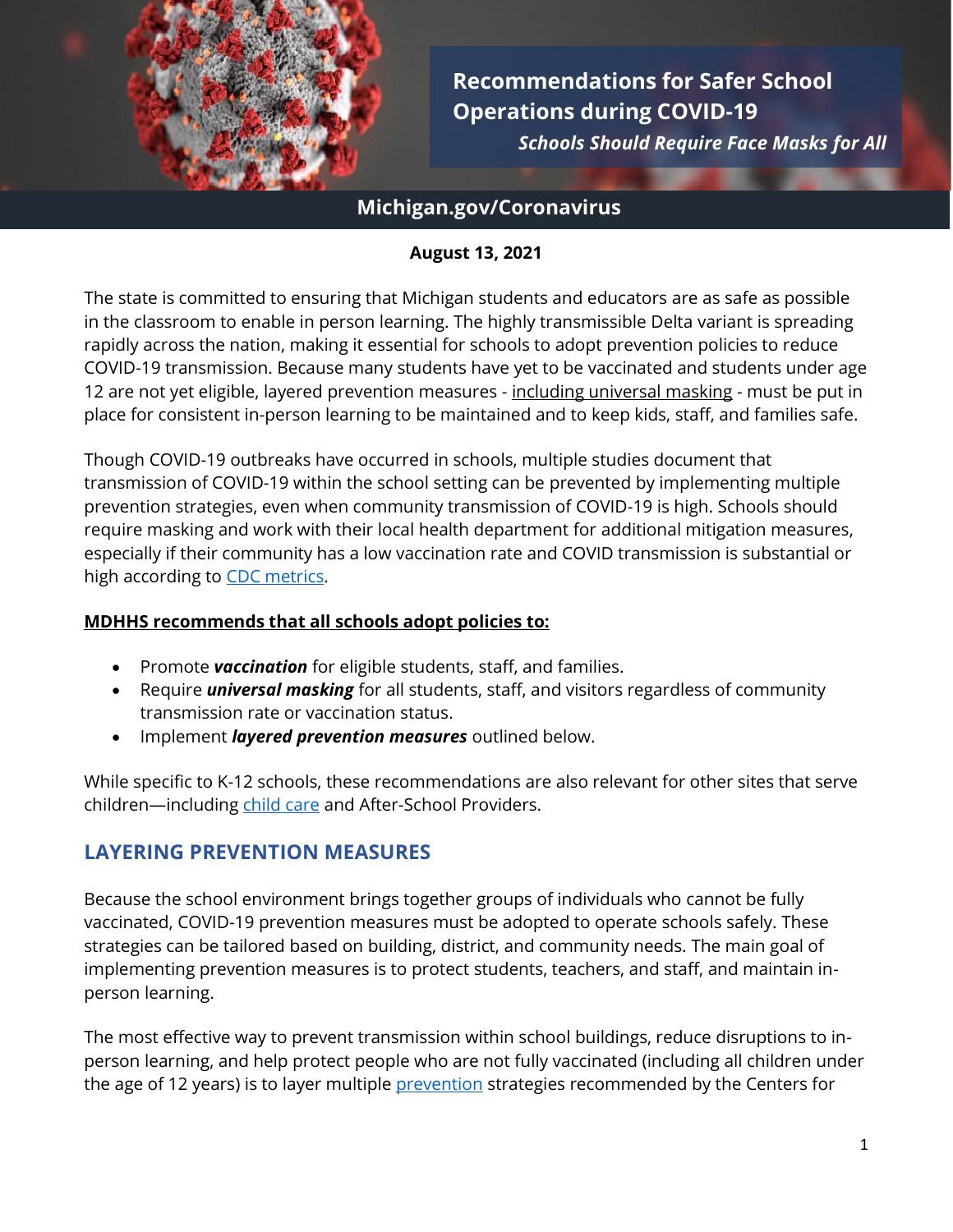# Recommendations for Safer School Operations during COVID-19

***Schools Should Require Face Masks for All***

**Michigan.gov/Coronavirus**

**August 13, 2021**

The state is committed to ensuring that Michigan students and educators are as safe as possible in the classroom to enable in person learning. The highly transmissible Delta variant is spreading rapidly across the nation, making it essential for schools to adopt prevention policies to reduce COVID-19 transmission. Because many students have yet to be vaccinated and students under age 12 are not yet eligible, layered prevention measures - including universal masking - must be put in place for consistent in-person learning to be maintained and to keep kids, staff, and families safe.

Though COVID-19 outbreaks have occurred in schools, multiple studies document that transmission of COVID-19 within the school setting can be prevented by implementing multiple prevention strategies, even when community transmission of COVID-19 is high. Schools should require masking and work with their local health department for additional mitigation measures, especially if their community has a low vaccination rate and COVID transmission is substantial or high according to CDC metrics.

**MDHHS recommends that all schools adopt policies to:**

- Promote ***vaccination*** for eligible students, staff, and families.
- Require ***universal masking*** for all students, staff, and visitors regardless of community transmission rate or vaccination status.
- Implement ***layered prevention measures*** outlined below.

While specific to K-12 schools, these recommendations are also relevant for other sites that serve children—including child care and After-School Providers.

## LAYERING PREVENTION MEASURES

Because the school environment brings together groups of individuals who cannot be fully vaccinated, COVID-19 prevention measures must be adopted to operate schools safely. These strategies can be tailored based on building, district, and community needs. The main goal of implementing prevention measures is to protect students, teachers, and staff, and maintain in-person learning.

The most effective way to prevent transmission within school buildings, reduce disruptions to in-person learning, and help protect people who are not fully vaccinated (including all children under the age of 12 years) is to layer multiple prevention strategies recommended by the Centers for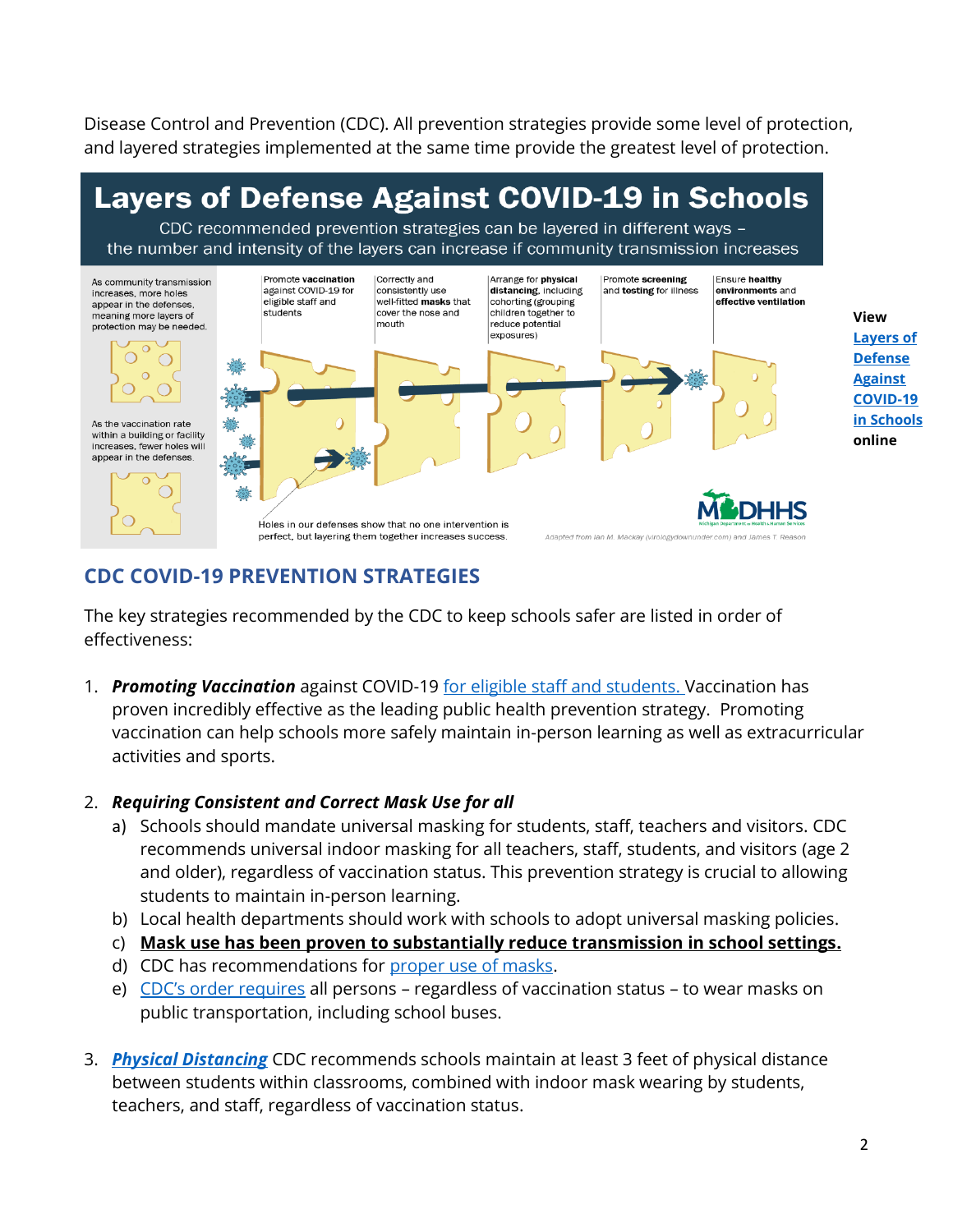Disease Control and Prevention (CDC). All prevention strategies provide some level of protection, and layered strategies implemented at the same time provide the greatest level of protection.

**Layers of Defense Against COVID-19 in Schools**

CDC recommended prevention strategies can be layered in different ways – the number and intensity of the layers can increase if community transmission increases

As community transmission increases, more holes appear in the defenses, meaning more layers of protection may be needed.

As the vaccination rate within a building or facility increases, fewer holes will appear in the defenses.

Promote **vaccination** against COVID-19 for eligible staff and students

Correctly and consistently use well-fitted **masks** that cover the nose and mouth

Arrange for **physical distancing**, including cohorting (grouping children together to reduce potential exposures)

Promote **screening** and **testing** for illness

Ensure **healthy environments** and **effective ventilation**

Holes in our defenses show that no one intervention is perfect, but layering them together increases success.

MDHHS

Adapted from Ian M. Mackay (virologydownunder.com) and James T. Reason

**View Layers of Defense Against COVID-19 in Schools online**

## CDC COVID-19 PREVENTION STRATEGIES

The key strategies recommended by the CDC to keep schools safer are listed in order of effectiveness:

1. ***Promoting Vaccination*** against COVID-19 for eligible staff and students. Vaccination has proven incredibly effective as the leading public health prevention strategy. Promoting vaccination can help schools more safely maintain in-person learning as well as extracurricular activities and sports.

2. ***Requiring Consistent and Correct Mask Use for all***
   a) Schools should mandate universal masking for students, staff, teachers and visitors. CDC recommends universal indoor masking for all teachers, staff, students, and visitors (age 2 and older), regardless of vaccination status. This prevention strategy is crucial to allowing students to maintain in-person learning.
   b) Local health departments should work with schools to adopt universal masking policies.
   c) **Mask use has been proven to substantially reduce transmission in school settings.**
   d) CDC has recommendations for proper use of masks.
   e) CDC's order requires all persons – regardless of vaccination status – to wear masks on public transportation, including school buses.

3. ***Physical Distancing*** CDC recommends schools maintain at least 3 feet of physical distance between students within classrooms, combined with indoor mask wearing by students, teachers, and staff, regardless of vaccination status.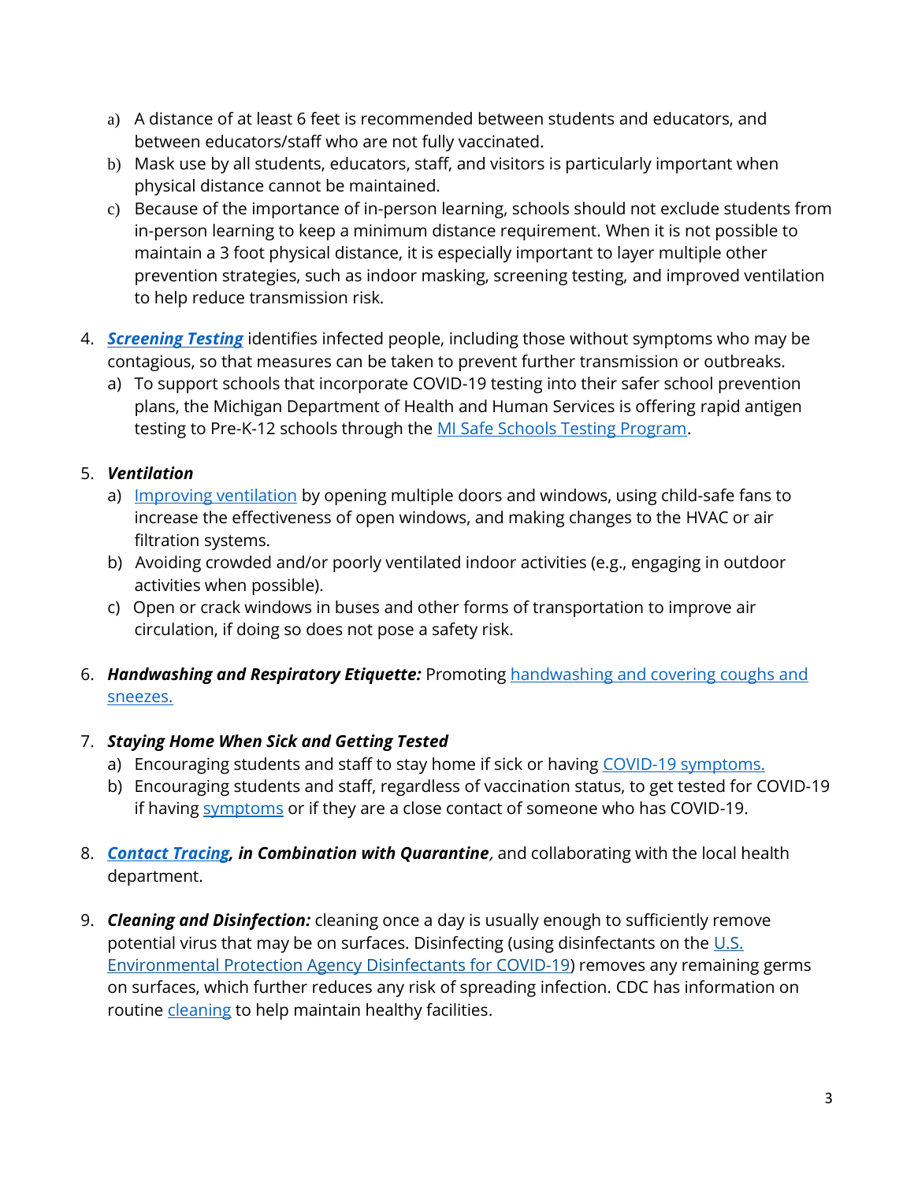a) A distance of at least 6 feet is recommended between students and educators, and between educators/staff who are not fully vaccinated.
   b) Mask use by all students, educators, staff, and visitors is particularly important when physical distance cannot be maintained.
   c) Because of the importance of in-person learning, schools should not exclude students from in-person learning to keep a minimum distance requirement. When it is not possible to maintain a 3 foot physical distance, it is especially important to layer multiple other prevention strategies, such as indoor masking, screening testing, and improved ventilation to help reduce transmission risk.

4. ***Screening Testing*** identifies infected people, including those without symptoms who may be contagious, so that measures can be taken to prevent further transmission or outbreaks.
   a) To support schools that incorporate COVID-19 testing into their safer school prevention plans, the Michigan Department of Health and Human Services is offering rapid antigen testing to Pre-K-12 schools through the MI Safe Schools Testing Program.

5. ***Ventilation***
   a) Improving ventilation by opening multiple doors and windows, using child-safe fans to increase the effectiveness of open windows, and making changes to the HVAC or air filtration systems.
   b) Avoiding crowded and/or poorly ventilated indoor activities (e.g., engaging in outdoor activities when possible).
   c) Open or crack windows in buses and other forms of transportation to improve air circulation, if doing so does not pose a safety risk.

6. ***Handwashing and Respiratory Etiquette:*** Promoting handwashing and covering coughs and sneezes.

7. ***Staying Home When Sick and Getting Tested***
   a) Encouraging students and staff to stay home if sick or having COVID-19 symptoms.
   b) Encouraging students and staff, regardless of vaccination status, to get tested for COVID-19 if having symptoms or if they are a close contact of someone who has COVID-19.

8. ***Contact Tracing, in Combination with Quarantine****,* and collaborating with the local health department.

9. ***Cleaning and Disinfection:*** cleaning once a day is usually enough to sufficiently remove potential virus that may be on surfaces. Disinfecting (using disinfectants on the U.S. Environmental Protection Agency Disinfectants for COVID-19) removes any remaining germs on surfaces, which further reduces any risk of spreading infection. CDC has information on routine cleaning to help maintain healthy facilities.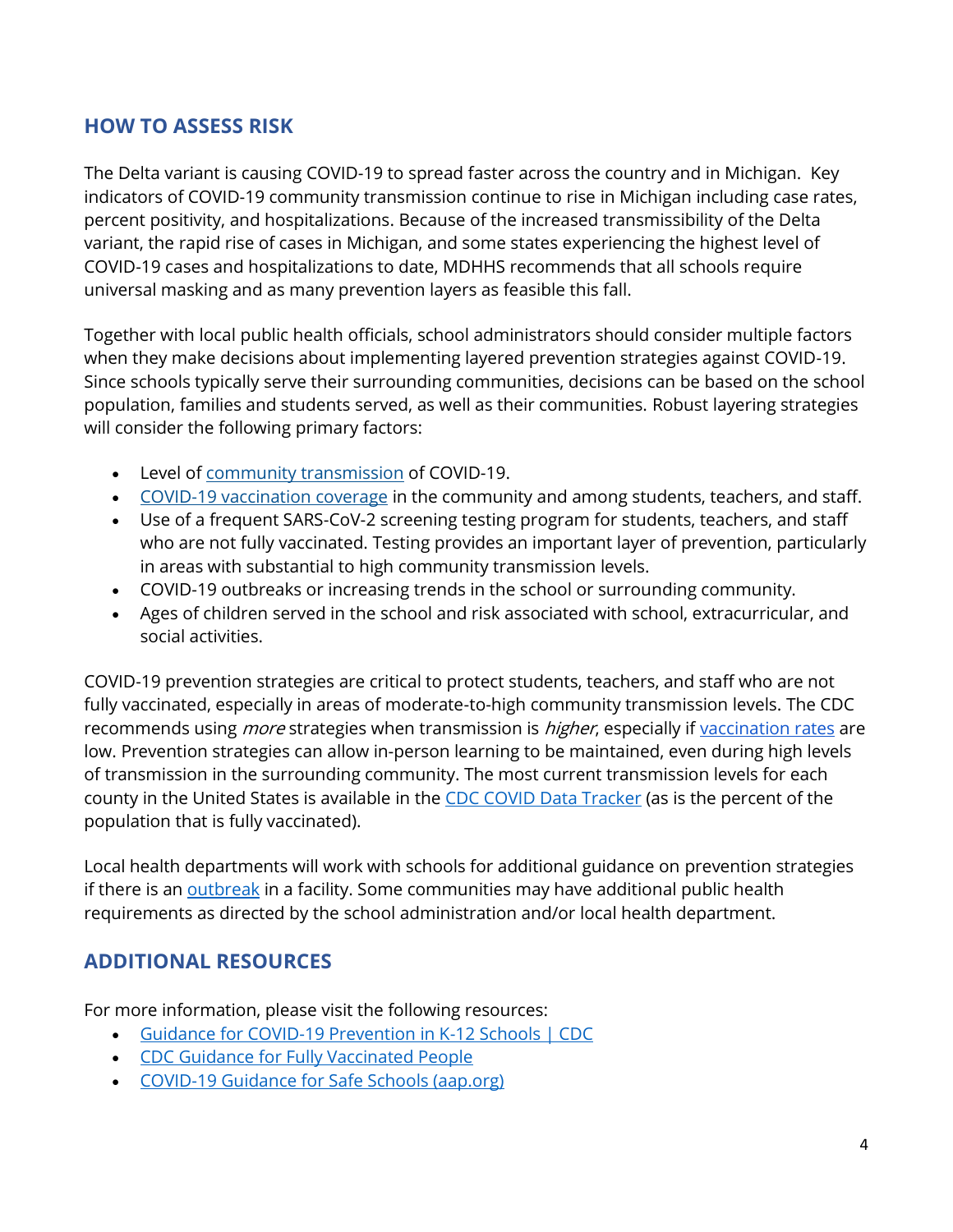## HOW TO ASSESS RISK

The Delta variant is causing COVID-19 to spread faster across the country and in Michigan. Key indicators of COVID-19 community transmission continue to rise in Michigan including case rates, percent positivity, and hospitalizations. Because of the increased transmissibility of the Delta variant, the rapid rise of cases in Michigan, and some states experiencing the highest level of COVID-19 cases and hospitalizations to date, MDHHS recommends that all schools require universal masking and as many prevention layers as feasible this fall.

Together with local public health officials, school administrators should consider multiple factors when they make decisions about implementing layered prevention strategies against COVID-19. Since schools typically serve their surrounding communities, decisions can be based on the school population, families and students served, as well as their communities. Robust layering strategies will consider the following primary factors:

- Level of community transmission of COVID-19.
- COVID-19 vaccination coverage in the community and among students, teachers, and staff.
- Use of a frequent SARS-CoV-2 screening testing program for students, teachers, and staff who are not fully vaccinated. Testing provides an important layer of prevention, particularly in areas with substantial to high community transmission levels.
- COVID-19 outbreaks or increasing trends in the school or surrounding community.
- Ages of children served in the school and risk associated with school, extracurricular, and social activities.

COVID-19 prevention strategies are critical to protect students, teachers, and staff who are not fully vaccinated, especially in areas of moderate-to-high community transmission levels. The CDC recommends using *more* strategies when transmission is *higher*, especially if vaccination rates are low. Prevention strategies can allow in-person learning to be maintained, even during high levels of transmission in the surrounding community. The most current transmission levels for each county in the United States is available in the CDC COVID Data Tracker (as is the percent of the population that is fully vaccinated).

Local health departments will work with schools for additional guidance on prevention strategies if there is an outbreak in a facility. Some communities may have additional public health requirements as directed by the school administration and/or local health department.

## ADDITIONAL RESOURCES

For more information, please visit the following resources:

- Guidance for COVID-19 Prevention in K-12 Schools | CDC
- CDC Guidance for Fully Vaccinated People
- COVID-19 Guidance for Safe Schools (aap.org)